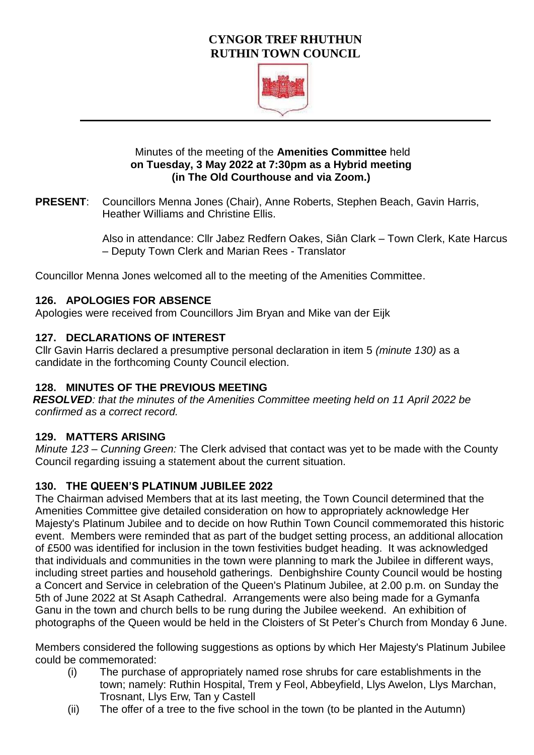# CYNGOR TREF RHUTHUN
# RUTHIN TOWN COUNCIL

Minutes of the meeting of the **Amenities Committee** held **on Tuesday, 3 May 2022 at 7:30pm as a Hybrid meeting (in The Old Courthouse and via Zoom.)**

**PRESENT**: Councillors Menna Jones (Chair), Anne Roberts, Stephen Beach, Gavin Harris, Heather Williams and Christine Ellis.

Also in attendance: Cllr Jabez Redfern Oakes, Siân Clark – Town Clerk, Kate Harcus – Deputy Town Clerk and Marian Rees - Translator

Councillor Menna Jones welcomed all to the meeting of the Amenities Committee.

### 126. APOLOGIES FOR ABSENCE

Apologies were received from Councillors Jim Bryan and Mike van der Eijk

### 127. DECLARATIONS OF INTEREST

Cllr Gavin Harris declared a presumptive personal declaration in item 5 *(minute 130)* as a candidate in the forthcoming County Council election.

### 128. MINUTES OF THE PREVIOUS MEETING

***RESOLVED****: that the minutes of the Amenities Committee meeting held on 11 April 2022 be confirmed as a correct record.*

### 129. MATTERS ARISING

*Minute 123 – Cunning Green:* The Clerk advised that contact was yet to be made with the County Council regarding issuing a statement about the current situation.

### 130. THE QUEEN'S PLATINUM JUBILEE 2022

The Chairman advised Members that at its last meeting, the Town Council determined that the Amenities Committee give detailed consideration on how to appropriately acknowledge Her Majesty's Platinum Jubilee and to decide on how Ruthin Town Council commemorated this historic event. Members were reminded that as part of the budget setting process, an additional allocation of £500 was identified for inclusion in the town festivities budget heading. It was acknowledged that individuals and communities in the town were planning to mark the Jubilee in different ways, including street parties and household gatherings. Denbighshire County Council would be hosting a Concert and Service in celebration of the Queen's Platinum Jubilee, at 2.00 p.m. on Sunday the 5th of June 2022 at St Asaph Cathedral. Arrangements were also being made for a Gymanfa Ganu in the town and church bells to be rung during the Jubilee weekend. An exhibition of photographs of the Queen would be held in the Cloisters of St Peter's Church from Monday 6 June.

Members considered the following suggestions as options by which Her Majesty's Platinum Jubilee could be commemorated:

(i) The purchase of appropriately named rose shrubs for care establishments in the town; namely: Ruthin Hospital, Trem y Feol, Abbeyfield, Llys Awelon, Llys Marchan, Trosnant, Llys Erw, Tan y Castell

(ii) The offer of a tree to the five school in the town (to be planted in the Autumn)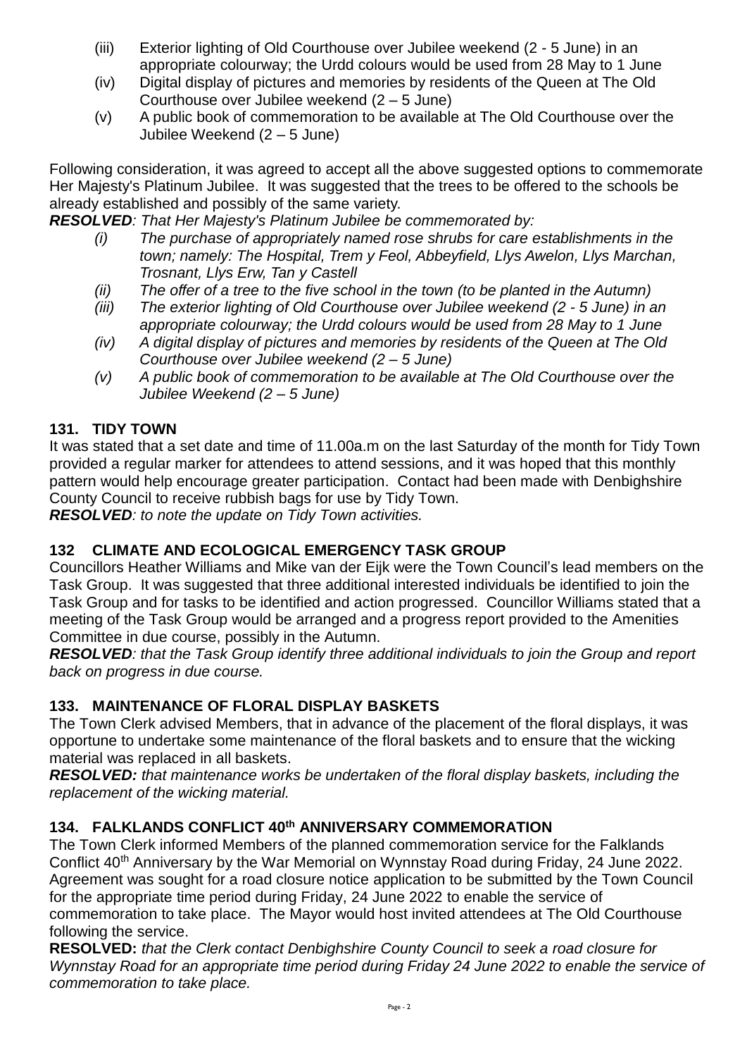(iii) Exterior lighting of Old Courthouse over Jubilee weekend (2 - 5 June) in an appropriate colourway; the Urdd colours would be used from 28 May to 1 June
(iv) Digital display of pictures and memories by residents of the Queen at The Old Courthouse over Jubilee weekend (2 – 5 June)
(v) A public book of commemoration to be available at The Old Courthouse over the Jubilee Weekend (2 – 5 June)

Following consideration, it was agreed to accept all the above suggested options to commemorate Her Majesty's Platinum Jubilee. It was suggested that the trees to be offered to the schools be already established and possibly of the same variety.

***RESOLVED****: That Her Majesty's Platinum Jubilee be commemorated by:*

*(i) The purchase of appropriately named rose shrubs for care establishments in the town; namely: The Hospital, Trem y Feol, Abbeyfield, Llys Awelon, Llys Marchan, Trosnant, Llys Erw, Tan y Castell*
*(ii) The offer of a tree to the five school in the town (to be planted in the Autumn)*
*(iii) The exterior lighting of Old Courthouse over Jubilee weekend (2 - 5 June) in an appropriate colourway; the Urdd colours would be used from 28 May to 1 June*
*(iv) A digital display of pictures and memories by residents of the Queen at The Old Courthouse over Jubilee weekend (2 – 5 June)*
*(v) A public book of commemoration to be available at The Old Courthouse over the Jubilee Weekend (2 – 5 June)*

## 131. TIDY TOWN

It was stated that a set date and time of 11.00a.m on the last Saturday of the month for Tidy Town provided a regular marker for attendees to attend sessions, and it was hoped that this monthly pattern would help encourage greater participation. Contact had been made with Denbighshire County Council to receive rubbish bags for use by Tidy Town.

***RESOLVED****: to note the update on Tidy Town activities.*

## 132 CLIMATE AND ECOLOGICAL EMERGENCY TASK GROUP

Councillors Heather Williams and Mike van der Eijk were the Town Council's lead members on the Task Group. It was suggested that three additional interested individuals be identified to join the Task Group and for tasks to be identified and action progressed. Councillor Williams stated that a meeting of the Task Group would be arranged and a progress report provided to the Amenities Committee in due course, possibly in the Autumn.

***RESOLVED****: that the Task Group identify three additional individuals to join the Group and report back on progress in due course.*

## 133. MAINTENANCE OF FLORAL DISPLAY BASKETS

The Town Clerk advised Members, that in advance of the placement of the floral displays, it was opportune to undertake some maintenance of the floral baskets and to ensure that the wicking material was replaced in all baskets.

***RESOLVED:*** *that maintenance works be undertaken of the floral display baskets, including the replacement of the wicking material.*

## 134. FALKLANDS CONFLICT 40th ANNIVERSARY COMMEMORATION

The Town Clerk informed Members of the planned commemoration service for the Falklands Conflict 40th Anniversary by the War Memorial on Wynnstay Road during Friday, 24 June 2022. Agreement was sought for a road closure notice application to be submitted by the Town Council for the appropriate time period during Friday, 24 June 2022 to enable the service of commemoration to take place. The Mayor would host invited attendees at The Old Courthouse following the service.

**RESOLVED:** *that the Clerk contact Denbighshire County Council to seek a road closure for Wynnstay Road for an appropriate time period during Friday 24 June 2022 to enable the service of commemoration to take place.*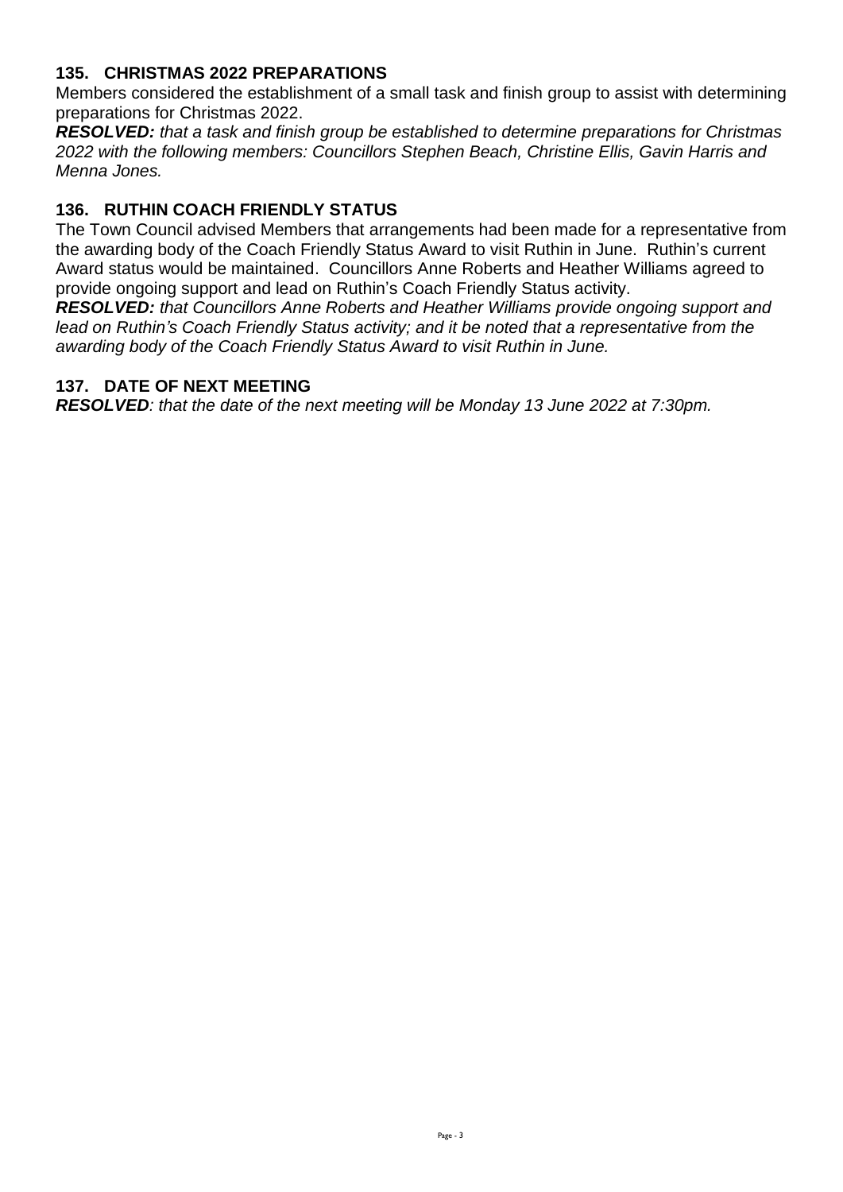## 135. CHRISTMAS 2022 PREPARATIONS

Members considered the establishment of a small task and finish group to assist with determining preparations for Christmas 2022.

***RESOLVED:*** *that a task and finish group be established to determine preparations for Christmas 2022 with the following members: Councillors Stephen Beach, Christine Ellis, Gavin Harris and Menna Jones.*

## 136. RUTHIN COACH FRIENDLY STATUS

The Town Council advised Members that arrangements had been made for a representative from the awarding body of the Coach Friendly Status Award to visit Ruthin in June. Ruthin's current Award status would be maintained. Councillors Anne Roberts and Heather Williams agreed to provide ongoing support and lead on Ruthin's Coach Friendly Status activity.

***RESOLVED:*** *that Councillors Anne Roberts and Heather Williams provide ongoing support and lead on Ruthin's Coach Friendly Status activity; and it be noted that a representative from the awarding body of the Coach Friendly Status Award to visit Ruthin in June.*

## 137. DATE OF NEXT MEETING

***RESOLVED****: that the date of the next meeting will be Monday 13 June 2022 at 7:30pm.*